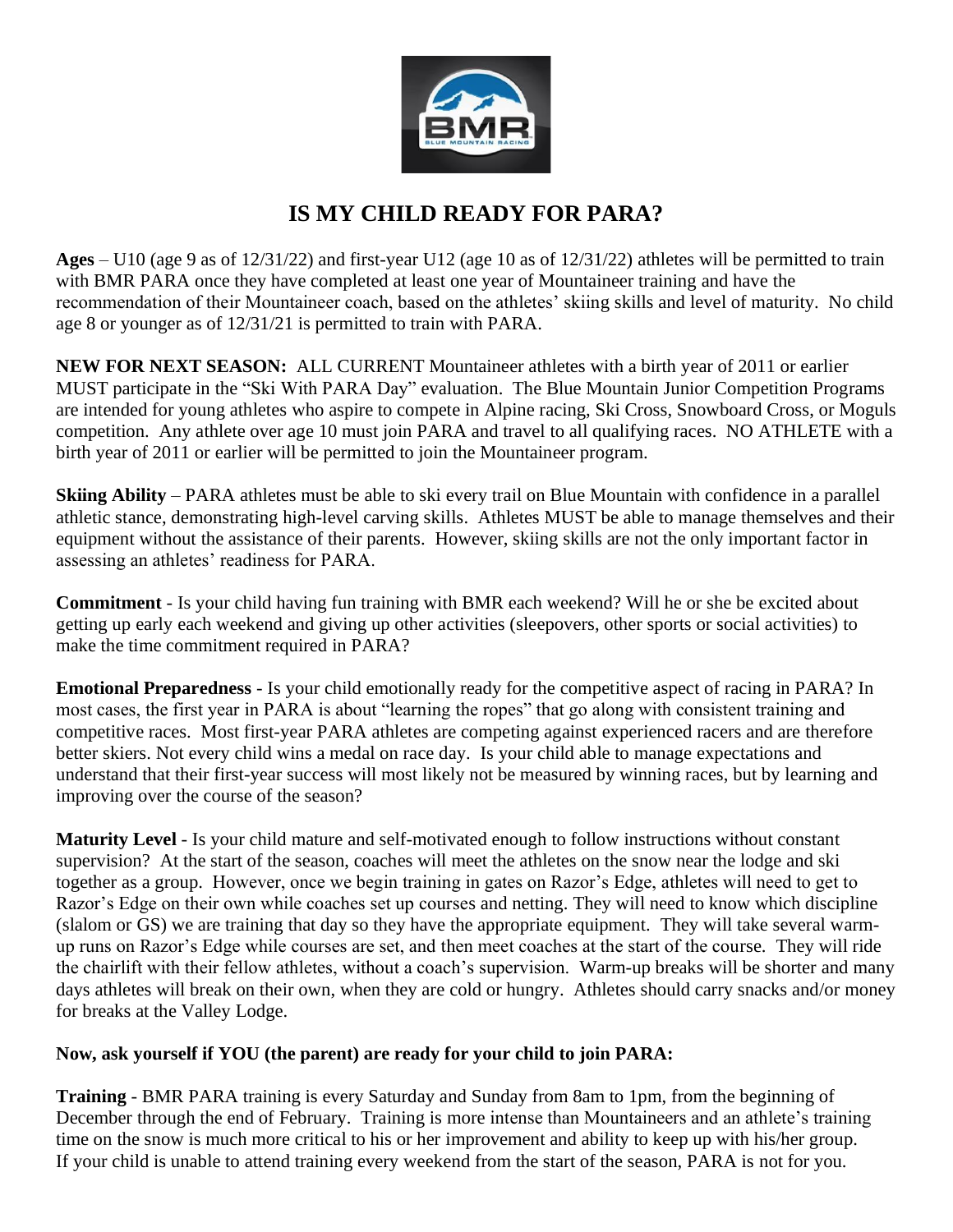# IS MY CHILD READY FOR PARA?

**Ages** – U10 (age 9 as of 12/31/22) and first-year U12 (age 10 as of 12/31/22) athletes will be permitted to train with BMR PARA once they have completed at least one year of Mountaineer training and have the recommendation of their Mountaineer coach, based on the athletes' skiing skills and level of maturity. No child age 8 or younger as of 12/31/21 is permitted to train with PARA.

**NEW FOR NEXT SEASON:** ALL CURRENT Mountaineer athletes with a birth year of 2011 or earlier MUST participate in the "Ski With PARA Day" evaluation. The Blue Mountain Junior Competition Programs are intended for young athletes who aspire to compete in Alpine racing, Ski Cross, Snowboard Cross, or Moguls competition. Any athlete over age 10 must join PARA and travel to all qualifying races. NO ATHLETE with a birth year of 2011 or earlier will be permitted to join the Mountaineer program.

**Skiing Ability** – PARA athletes must be able to ski every trail on Blue Mountain with confidence in a parallel athletic stance, demonstrating high-level carving skills. Athletes MUST be able to manage themselves and their equipment without the assistance of their parents. However, skiing skills are not the only important factor in assessing an athletes' readiness for PARA.

**Commitment** - Is your child having fun training with BMR each weekend? Will he or she be excited about getting up early each weekend and giving up other activities (sleepovers, other sports or social activities) to make the time commitment required in PARA?

**Emotional Preparedness** - Is your child emotionally ready for the competitive aspect of racing in PARA? In most cases, the first year in PARA is about "learning the ropes" that go along with consistent training and competitive races. Most first-year PARA athletes are competing against experienced racers and are therefore better skiers. Not every child wins a medal on race day. Is your child able to manage expectations and understand that their first-year success will most likely not be measured by winning races, but by learning and improving over the course of the season?

**Maturity Level** - Is your child mature and self-motivated enough to follow instructions without constant supervision? At the start of the season, coaches will meet the athletes on the snow near the lodge and ski together as a group. However, once we begin training in gates on Razor's Edge, athletes will need to get to Razor's Edge on their own while coaches set up courses and netting. They will need to know which discipline (slalom or GS) we are training that day so they have the appropriate equipment. They will take several warm-up runs on Razor's Edge while courses are set, and then meet coaches at the start of the course. They will ride the chairlift with their fellow athletes, without a coach's supervision. Warm-up breaks will be shorter and many days athletes will break on their own, when they are cold or hungry. Athletes should carry snacks and/or money for breaks at the Valley Lodge.

**Now, ask yourself if YOU (the parent) are ready for your child to join PARA:**

**Training** - BMR PARA training is every Saturday and Sunday from 8am to 1pm, from the beginning of December through the end of February. Training is more intense than Mountaineers and an athlete's training time on the snow is much more critical to his or her improvement and ability to keep up with his/her group. If your child is unable to attend training every weekend from the start of the season, PARA is not for you.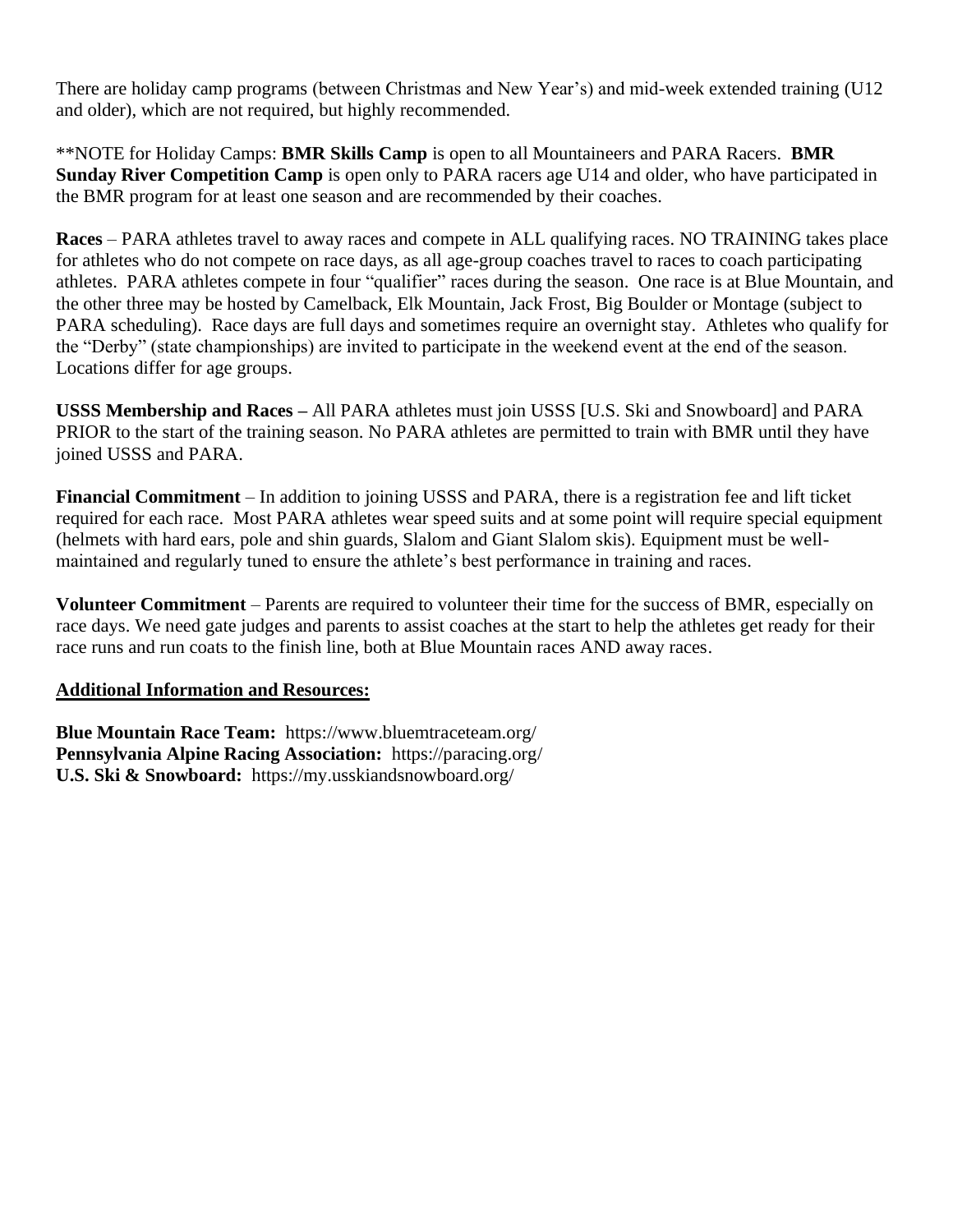There are holiday camp programs (between Christmas and New Year's) and mid-week extended training (U12 and older), which are not required, but highly recommended.

**NOTE for Holiday Camps: **BMR Skills Camp** is open to all Mountaineers and PARA Racers. **BMR Sunday River Competition Camp** is open only to PARA racers age U14 and older, who have participated in the BMR program for at least one season and are recommended by their coaches.

**Races** – PARA athletes travel to away races and compete in ALL qualifying races. NO TRAINING takes place for athletes who do not compete on race days, as all age-group coaches travel to races to coach participating athletes. PARA athletes compete in four "qualifier" races during the season. One race is at Blue Mountain, and the other three may be hosted by Camelback, Elk Mountain, Jack Frost, Big Boulder or Montage (subject to PARA scheduling). Race days are full days and sometimes require an overnight stay. Athletes who qualify for the "Derby" (state championships) are invited to participate in the weekend event at the end of the season. Locations differ for age groups.

**USSS Membership and Races –** All PARA athletes must join USSS [U.S. Ski and Snowboard] and PARA PRIOR to the start of the training season. No PARA athletes are permitted to train with BMR until they have joined USSS and PARA.

**Financial Commitment** – In addition to joining USSS and PARA, there is a registration fee and lift ticket required for each race. Most PARA athletes wear speed suits and at some point will require special equipment (helmets with hard ears, pole and shin guards, Slalom and Giant Slalom skis). Equipment must be well-maintained and regularly tuned to ensure the athlete's best performance in training and races.

**Volunteer Commitment** – Parents are required to volunteer their time for the success of BMR, especially on race days. We need gate judges and parents to assist coaches at the start to help the athletes get ready for their race runs and run coats to the finish line, both at Blue Mountain races AND away races.

**Additional Information and Resources:**

**Blue Mountain Race Team:** https://www.bluemtraceteam.org/
**Pennsylvania Alpine Racing Association:** https://paracing.org/
**U.S. Ski & Snowboard:** https://my.usskiandsnowboard.org/